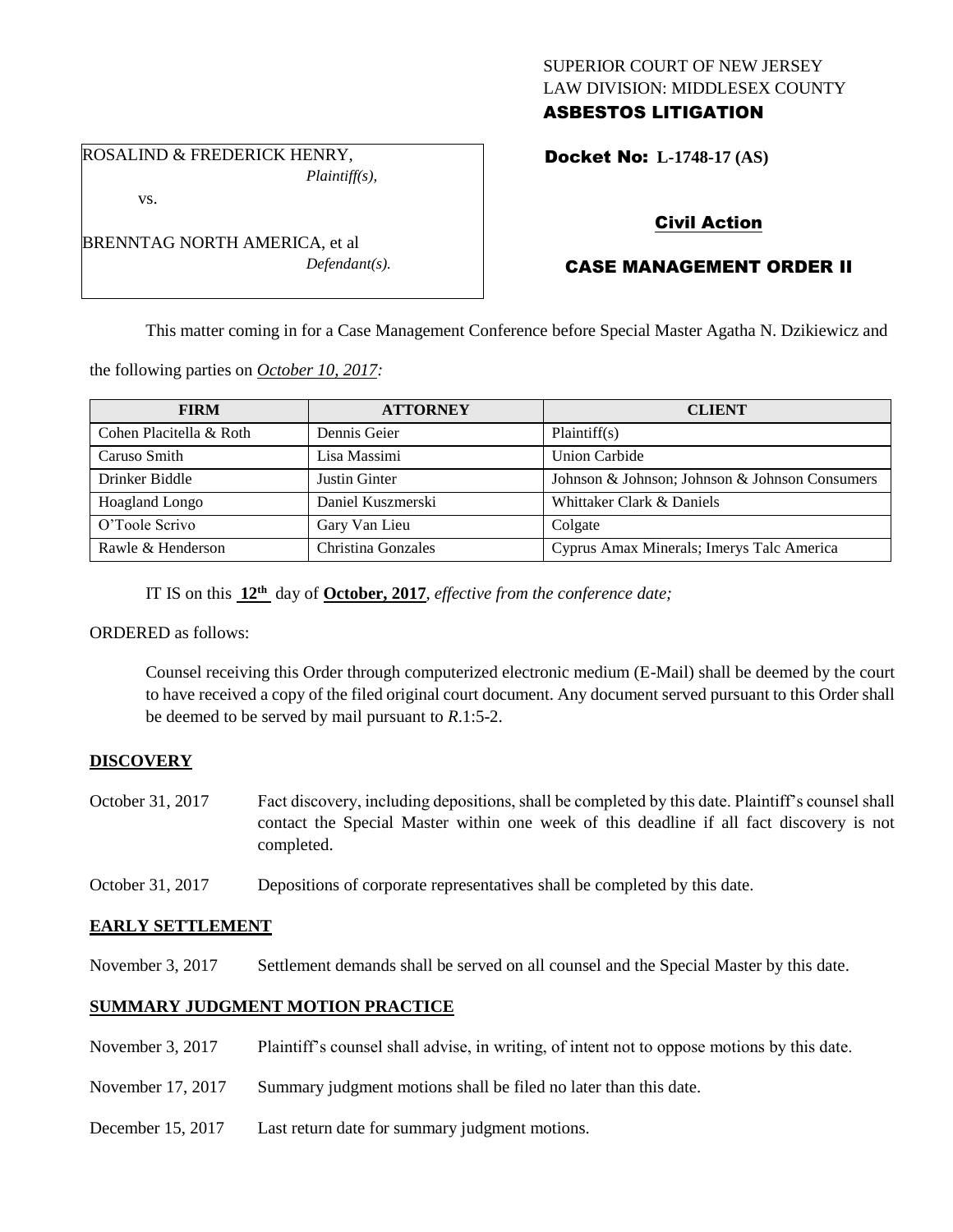SUPERIOR COURT OF NEW JERSEY
LAW DIVISION: MIDDLESEX COUNTY
**ASBESTOS LITIGATION**

ROSALIND & FREDERICK HENRY,
*Plaintiff(s),*

vs.

BRENNTAG NORTH AMERICA, et al
*Defendant(s).*

**Docket No: L-1748-17 (AS)**

**Civil Action**

**CASE MANAGEMENT ORDER II**

This matter coming in for a Case Management Conference before Special Master Agatha N. Dzikiewicz and the following parties on *October 10, 2017:*

| FIRM | ATTORNEY | CLIENT |
|---|---|---|
| Cohen Placitella & Roth | Dennis Geier | Plaintiff(s) |
| Caruso Smith | Lisa Massimi | Union Carbide |
| Drinker Biddle | Justin Ginter | Johnson & Johnson; Johnson & Johnson Consumers |
| Hoagland Longo | Daniel Kuszmerski | Whittaker Clark & Daniels |
| O'Toole Scrivo | Gary Van Lieu | Colgate |
| Rawle & Henderson | Christina Gonzales | Cyprus Amax Minerals; Imerys Talc America |

IT IS on this **12th** day of **October, 2017**, *effective from the conference date;*

ORDERED as follows:

Counsel receiving this Order through computerized electronic medium (E-Mail) shall be deemed by the court to have received a copy of the filed original court document. Any document served pursuant to this Order shall be deemed to be served by mail pursuant to *R*.1:5-2.

**DISCOVERY**

October 31, 2017 Fact discovery, including depositions, shall be completed by this date. Plaintiff's counsel shall contact the Special Master within one week of this deadline if all fact discovery is not completed.

October 31, 2017 Depositions of corporate representatives shall be completed by this date.

**EARLY SETTLEMENT**

November 3, 2017 Settlement demands shall be served on all counsel and the Special Master by this date.

**SUMMARY JUDGMENT MOTION PRACTICE**

November 3, 2017 Plaintiff's counsel shall advise, in writing, of intent not to oppose motions by this date.

November 17, 2017 Summary judgment motions shall be filed no later than this date.

December 15, 2017 Last return date for summary judgment motions.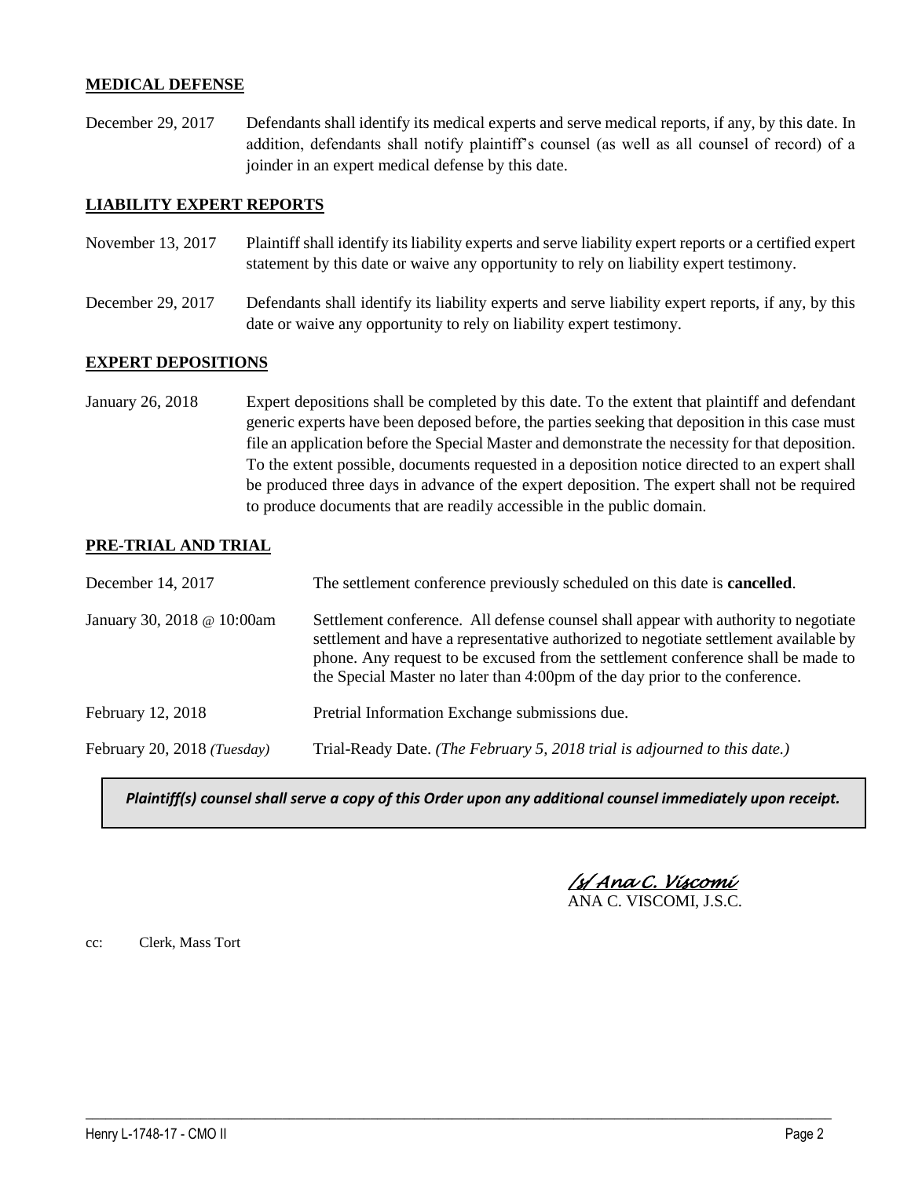**MEDICAL DEFENSE**

| | |
|---|---|
| December 29, 2017 | Defendants shall identify its medical experts and serve medical reports, if any, by this date. In addition, defendants shall notify plaintiff's counsel (as well as all counsel of record) of a joinder in an expert medical defense by this date. |

**LIABILITY EXPERT REPORTS**

| | |
|---|---|
| November 13, 2017 | Plaintiff shall identify its liability experts and serve liability expert reports or a certified expert statement by this date or waive any opportunity to rely on liability expert testimony. |
| December 29, 2017 | Defendants shall identify its liability experts and serve liability expert reports, if any, by this date or waive any opportunity to rely on liability expert testimony. |

**EXPERT DEPOSITIONS**

| | |
|---|---|
| January 26, 2018 | Expert depositions shall be completed by this date. To the extent that plaintiff and defendant generic experts have been deposed before, the parties seeking that deposition in this case must file an application before the Special Master and demonstrate the necessity for that deposition. To the extent possible, documents requested in a deposition notice directed to an expert shall be produced three days in advance of the expert deposition. The expert shall not be required to produce documents that are readily accessible in the public domain. |

**PRE-TRIAL AND TRIAL**

| | |
|---|---|
| December 14, 2017 | The settlement conference previously scheduled on this date is **cancelled**. |
| January 30, 2018 @ 10:00am | Settlement conference. All defense counsel shall appear with authority to negotiate settlement and have a representative authorized to negotiate settlement available by phone. Any request to be excused from the settlement conference shall be made to the Special Master no later than 4:00pm of the day prior to the conference. |
| February 12, 2018 | Pretrial Information Exchange submissions due. |
| February 20, 2018 *(Tuesday)* | Trial-Ready Date. *(The February 5, 2018 trial is adjourned to this date.)* |

***Plaintiff(s) counsel shall serve a copy of this Order upon any additional counsel immediately upon receipt.***

*/s/ Ana C. Viscomi*
ANA C. VISCOMI, J.S.C.

cc: Clerk, Mass Tort

Henry L-1748-17 - CMO II